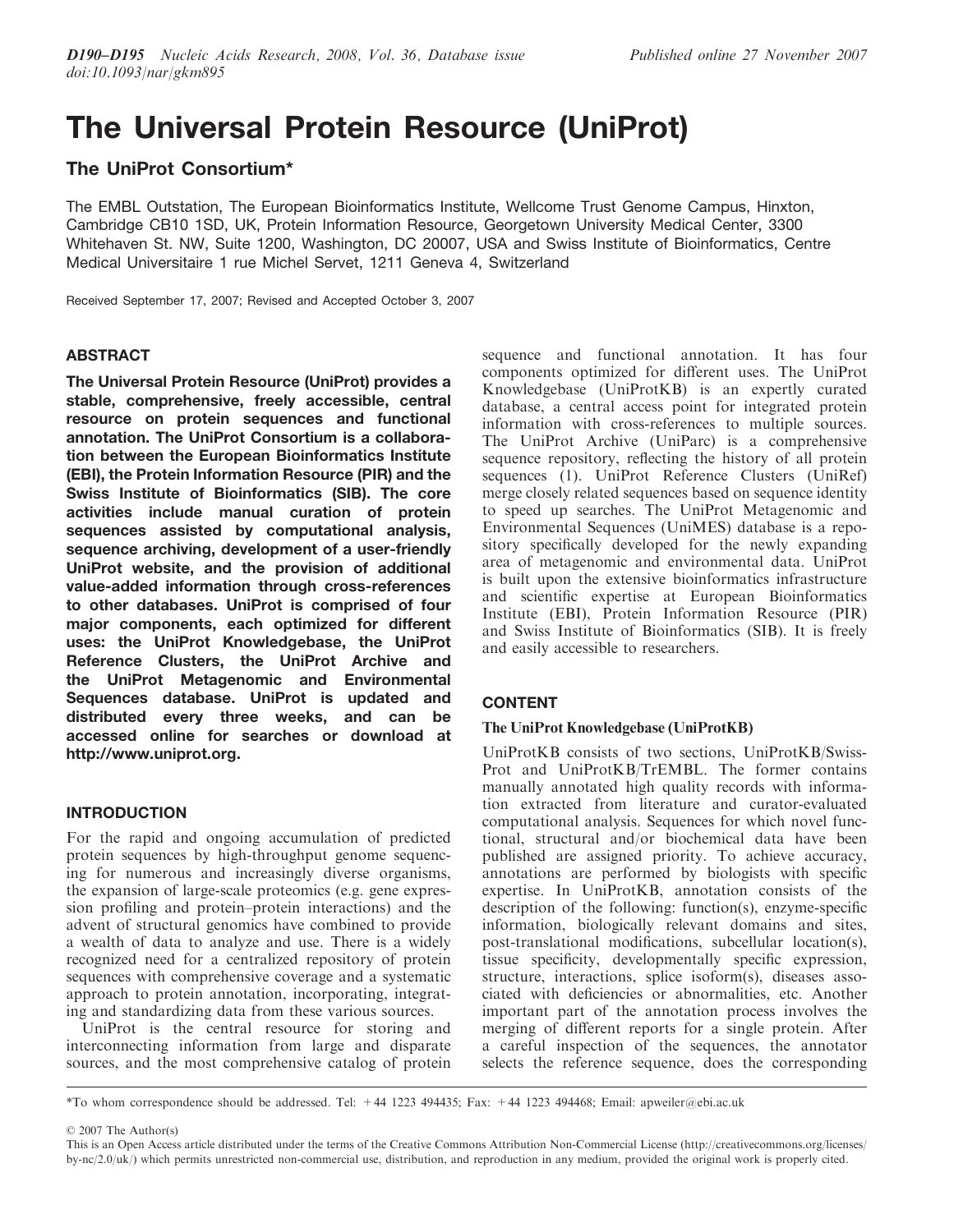# The Universal Protein Resource (UniProt)

## The UniProt Consortium*

The EMBL Outstation, The European Bioinformatics Institute, Wellcome Trust Genome Campus, Hinxton, Cambridge CB10 1SD, UK, Protein Information Resource, Georgetown University Medical Center, 3300 Whitehaven St. NW, Suite 1200, Washington, DC 20007, USA and Swiss Institute of Bioinformatics, Centre Medical Universitaire 1 rue Michel Servet, 1211 Geneva 4, Switzerland

Received September 17, 2007; Revised and Accepted October 3, 2007

## ABSTRACT

**The Universal Protein Resource (UniProt) provides a stable, comprehensive, freely accessible, central resource on protein sequences and functional annotation. The UniProt Consortium is a collaboration between the European Bioinformatics Institute (EBI), the Protein Information Resource (PIR) and the Swiss Institute of Bioinformatics (SIB). The core activities include manual curation of protein sequences assisted by computational analysis, sequence archiving, development of a user-friendly UniProt website, and the provision of additional value-added information through cross-references to other databases. UniProt is comprised of four major components, each optimized for different uses: the UniProt Knowledgebase, the UniProt Reference Clusters, the UniProt Archive and the UniProt Metagenomic and Environmental Sequences database. UniProt is updated and distributed every three weeks, and can be accessed online for searches or download at http://www.uniprot.org.**

## INTRODUCTION

For the rapid and ongoing accumulation of predicted protein sequences by high-throughput genome sequencing for numerous and increasingly diverse organisms, the expansion of large-scale proteomics (e.g. gene expression profiling and protein–protein interactions) and the advent of structural genomics have combined to provide a wealth of data to analyze and use. There is a widely recognized need for a centralized repository of protein sequences with comprehensive coverage and a systematic approach to protein annotation, incorporating, integrating and standardizing data from these various sources.

UniProt is the central resource for storing and interconnecting information from large and disparate sources, and the most comprehensive catalog of protein sequence and functional annotation. It has four components optimized for different uses. The UniProt Knowledgebase (UniProtKB) is an expertly curated database, a central access point for integrated protein information with cross-references to multiple sources. The UniProt Archive (UniParc) is a comprehensive sequence repository, reflecting the history of all protein sequences (1). UniProt Reference Clusters (UniRef) merge closely related sequences based on sequence identity to speed up searches. The UniProt Metagenomic and Environmental Sequences (UniMES) database is a repository specifically developed for the newly expanding area of metagenomic and environmental data. UniProt is built upon the extensive bioinformatics infrastructure and scientific expertise at European Bioinformatics Institute (EBI), Protein Information Resource (PIR) and Swiss Institute of Bioinformatics (SIB). It is freely and easily accessible to researchers.

## CONTENT

### The UniProt Knowledgebase (UniProtKB)

UniProtKB consists of two sections, UniProtKB/Swiss-Prot and UniProtKB/TrEMBL. The former contains manually annotated high quality records with information extracted from literature and curator-evaluated computational analysis. Sequences for which novel functional, structural and/or biochemical data have been published are assigned priority. To achieve accuracy, annotations are performed by biologists with specific expertise. In UniProtKB, annotation consists of the description of the following: function(s), enzyme-specific information, biologically relevant domains and sites, post-translational modifications, subcellular location(s), tissue specificity, developmentally specific expression, structure, interactions, splice isoform(s), diseases associated with deficiencies or abnormalities, etc. Another important part of the annotation process involves the merging of different reports for a single protein. After a careful inspection of the sequences, the annotator selects the reference sequence, does the corresponding

*To whom correspondence should be addressed. Tel: +44 1223 494435; Fax: +44 1223 494468; Email: apweiler@ebi.ac.uk

© 2007 The Author(s)

This is an Open Access article distributed under the terms of the Creative Commons Attribution Non-Commercial License (http://creativecommons.org/licenses/by-nc/2.0/uk/) which permits unrestricted non-commercial use, distribution, and reproduction in any medium, provided the original work is properly cited.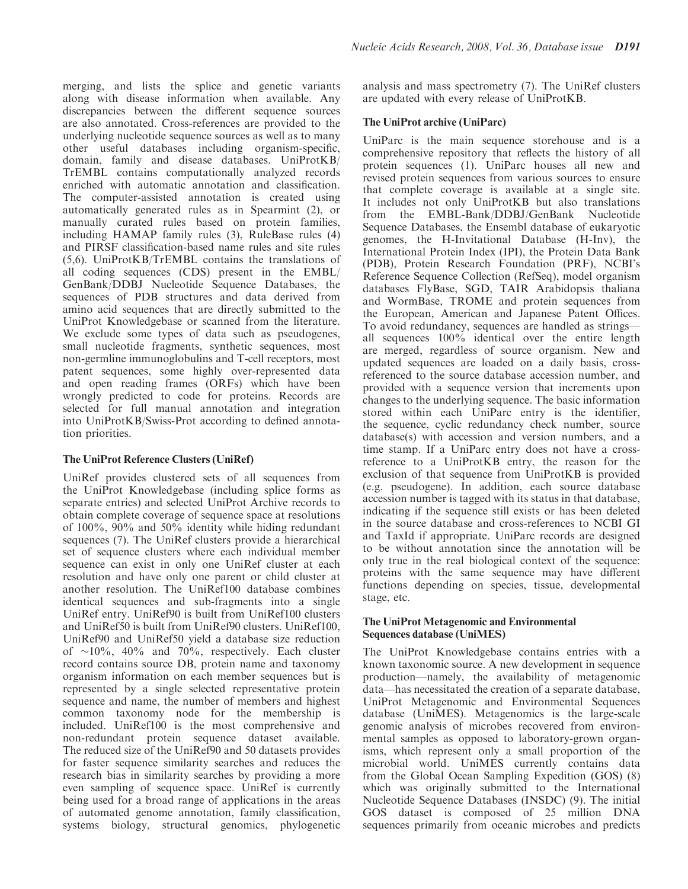merging, and lists the splice and genetic variants along with disease information when available. Any discrepancies between the different sequence sources are also annotated. Cross-references are provided to the underlying nucleotide sequence sources as well as to many other useful databases including organism-specific, domain, family and disease databases. UniProtKB/TrEMBL contains computationally analyzed records enriched with automatic annotation and classification. The computer-assisted annotation is created using automatically generated rules as in Spearmint (2), or manually curated rules based on protein families, including HAMAP family rules (3), RuleBase rules (4) and PIRSF classification-based name rules and site rules (5,6). UniProtKB/TrEMBL contains the translations of all coding sequences (CDS) present in the EMBL/GenBank/DDBJ Nucleotide Sequence Databases, the sequences of PDB structures and data derived from amino acid sequences that are directly submitted to the UniProt Knowledgebase or scanned from the literature. We exclude some types of data such as pseudogenes, small nucleotide fragments, synthetic sequences, most non-germline immunoglobulins and T-cell receptors, most patent sequences, some highly over-represented data and open reading frames (ORFs) which have been wrongly predicted to code for proteins. Records are selected for full manual annotation and integration into UniProtKB/Swiss-Prot according to defined annotation priorities.

### The UniProt Reference Clusters (UniRef)

UniRef provides clustered sets of all sequences from the UniProt Knowledgebase (including splice forms as separate entries) and selected UniProt Archive records to obtain complete coverage of sequence space at resolutions of 100%, 90% and 50% identity while hiding redundant sequences (7). The UniRef clusters provide a hierarchical set of sequence clusters where each individual member sequence can exist in only one UniRef cluster at each resolution and have only one parent or child cluster at another resolution. The UniRef100 database combines identical sequences and sub-fragments into a single UniRef entry. UniRef90 is built from UniRef100 clusters and UniRef50 is built from UniRef90 clusters. UniRef100, UniRef90 and UniRef50 yield a database size reduction of ~10%, 40% and 70%, respectively. Each cluster record contains source DB, protein name and taxonomy organism information on each member sequences but is represented by a single selected representative protein sequence and name, the number of members and highest common taxonomy node for the membership is included. UniRef100 is the most comprehensive and non-redundant protein sequence dataset available. The reduced size of the UniRef90 and 50 datasets provides for faster sequence similarity searches and reduces the research bias in similarity searches by providing a more even sampling of sequence space. UniRef is currently being used for a broad range of applications in the areas of automated genome annotation, family classification, systems biology, structural genomics, phylogenetic analysis and mass spectrometry (7). The UniRef clusters are updated with every release of UniProtKB.

### The UniProt archive (UniParc)

UniParc is the main sequence storehouse and is a comprehensive repository that reflects the history of all protein sequences (1). UniParc houses all new and revised protein sequences from various sources to ensure that complete coverage is available at a single site. It includes not only UniProtKB but also translations from the EMBL-Bank/DDBJ/GenBank Nucleotide Sequence Databases, the Ensembl database of eukaryotic genomes, the H-Invitational Database (H-Inv), the International Protein Index (IPI), the Protein Data Bank (PDB), Protein Research Foundation (PRF), NCBI's Reference Sequence Collection (RefSeq), model organism databases FlyBase, SGD, TAIR Arabidopsis thaliana and WormBase, TROME and protein sequences from the European, American and Japanese Patent Offices. To avoid redundancy, sequences are handled as strings—all sequences 100% identical over the entire length are merged, regardless of source organism. New and updated sequences are loaded on a daily basis, cross-referenced to the source database accession number, and provided with a sequence version that increments upon changes to the underlying sequence. The basic information stored within each UniParc entry is the identifier, the sequence, cyclic redundancy check number, source database(s) with accession and version numbers, and a time stamp. If a UniParc entry does not have a cross-reference to a UniProtKB entry, the reason for the exclusion of that sequence from UniProtKB is provided (e.g. pseudogene). In addition, each source database accession number is tagged with its status in that database, indicating if the sequence still exists or has been deleted in the source database and cross-references to NCBI GI and TaxId if appropriate. UniParc records are designed to be without annotation since the annotation will be only true in the real biological context of the sequence: proteins with the same sequence may have different functions depending on species, tissue, developmental stage, etc.

### The UniProt Metagenomic and Environmental Sequences database (UniMES)

The UniProt Knowledgebase contains entries with a known taxonomic source. A new development in sequence production—namely, the availability of metagenomic data—has necessitated the creation of a separate database, UniProt Metagenomic and Environmental Sequences database (UniMES). Metagenomics is the large-scale genomic analysis of microbes recovered from environmental samples as opposed to laboratory-grown organisms, which represent only a small proportion of the microbial world. UniMES currently contains data from the Global Ocean Sampling Expedition (GOS) (8) which was originally submitted to the International Nucleotide Sequence Databases (INSDC) (9). The initial GOS dataset is composed of 25 million DNA sequences primarily from oceanic microbes and predicts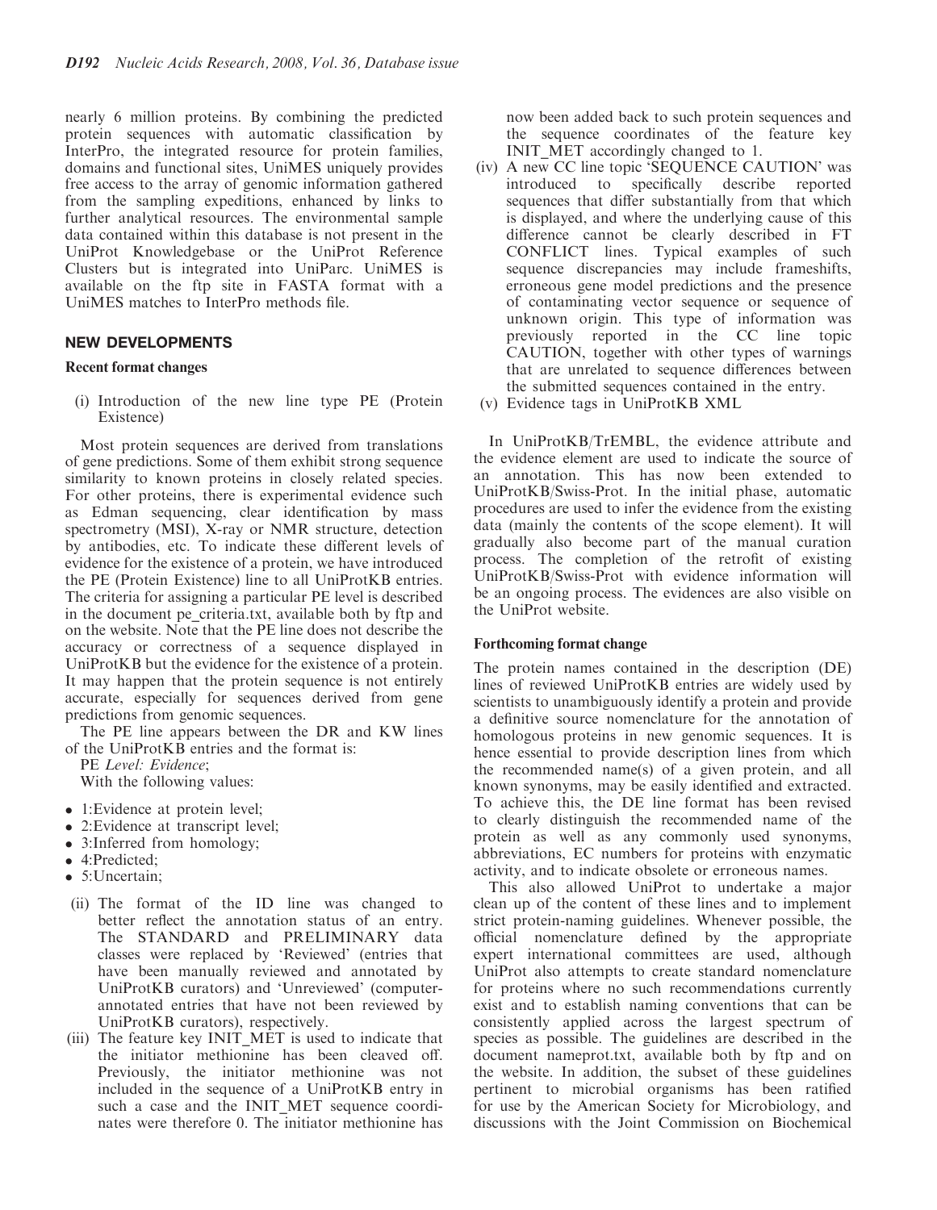nearly 6 million proteins. By combining the predicted protein sequences with automatic classification by InterPro, the integrated resource for protein families, domains and functional sites, UniMES uniquely provides free access to the array of genomic information gathered from the sampling expeditions, enhanced by links to further analytical resources. The environmental sample data contained within this database is not present in the UniProt Knowledgebase or the UniProt Reference Clusters but is integrated into UniParc. UniMES is available on the ftp site in FASTA format with a UniMES matches to InterPro methods file.

## NEW DEVELOPMENTS

### Recent format changes

(i) Introduction of the new line type PE (Protein Existence)

Most protein sequences are derived from translations of gene predictions. Some of them exhibit strong sequence similarity to known proteins in closely related species. For other proteins, there is experimental evidence such as Edman sequencing, clear identification by mass spectrometry (MSI), X-ray or NMR structure, detection by antibodies, etc. To indicate these different levels of evidence for the existence of a protein, we have introduced the PE (Protein Existence) line to all UniProtKB entries. The criteria for assigning a particular PE level is described in the document pe_criteria.txt, available both by ftp and on the website. Note that the PE line does not describe the accuracy or correctness of a sequence displayed in UniProtKB but the evidence for the existence of a protein. It may happen that the protein sequence is not entirely accurate, especially for sequences derived from gene predictions from genomic sequences.

The PE line appears between the DR and KW lines of the UniProtKB entries and the format is:

PE *Level: Evidence*;

With the following values:

- 1:Evidence at protein level;
- 2:Evidence at transcript level;
- 3:Inferred from homology;
- 4:Predicted;
- 5:Uncertain;

(ii) The format of the ID line was changed to better reflect the annotation status of an entry. The STANDARD and PRELIMINARY data classes were replaced by 'Reviewed' (entries that have been manually reviewed and annotated by UniProtKB curators) and 'Unreviewed' (computer-annotated entries that have not been reviewed by UniProtKB curators), respectively.

(iii) The feature key INIT_MET is used to indicate that the initiator methionine has been cleaved off. Previously, the initiator methionine was not included in the sequence of a UniProtKB entry in such a case and the INIT_MET sequence coordinates were therefore 0. The initiator methionine has now been added back to such protein sequences and the sequence coordinates of the feature key INIT_MET accordingly changed to 1.

(iv) A new CC line topic 'SEQUENCE CAUTION' was introduced to specifically describe reported sequences that differ substantially from that which is displayed, and where the underlying cause of this difference cannot be clearly described in FT CONFLICT lines. Typical examples of such sequence discrepancies may include frameshifts, erroneous gene model predictions and the presence of contaminating vector sequence or sequence of unknown origin. This type of information was previously reported in the CC line topic CAUTION, together with other types of warnings that are unrelated to sequence differences between the submitted sequences contained in the entry.

(v) Evidence tags in UniProtKB XML

In UniProtKB/TrEMBL, the evidence attribute and the evidence element are used to indicate the source of an annotation. This has now been extended to UniProtKB/Swiss-Prot. In the initial phase, automatic procedures are used to infer the evidence from the existing data (mainly the contents of the scope element). It will gradually also become part of the manual curation process. The completion of the retrofit of existing UniProtKB/Swiss-Prot with evidence information will be an ongoing process. The evidences are also visible on the UniProt website.

### Forthcoming format change

The protein names contained in the description (DE) lines of reviewed UniProtKB entries are widely used by scientists to unambiguously identify a protein and provide a definitive source nomenclature for the annotation of homologous proteins in new genomic sequences. It is hence essential to provide description lines from which the recommended name(s) of a given protein, and all known synonyms, may be easily identified and extracted. To achieve this, the DE line format has been revised to clearly distinguish the recommended name of the protein as well as any commonly used synonyms, abbreviations, EC numbers for proteins with enzymatic activity, and to indicate obsolete or erroneous names.

This also allowed UniProt to undertake a major clean up of the content of these lines and to implement strict protein-naming guidelines. Whenever possible, the official nomenclature defined by the appropriate expert international committees are used, although UniProt also attempts to create standard nomenclature for proteins where no such recommendations currently exist and to establish naming conventions that can be consistently applied across the largest spectrum of species as possible. The guidelines are described in the document nameprot.txt, available both by ftp and on the website. In addition, the subset of these guidelines pertinent to microbial organisms has been ratified for use by the American Society for Microbiology, and discussions with the Joint Commission on Biochemical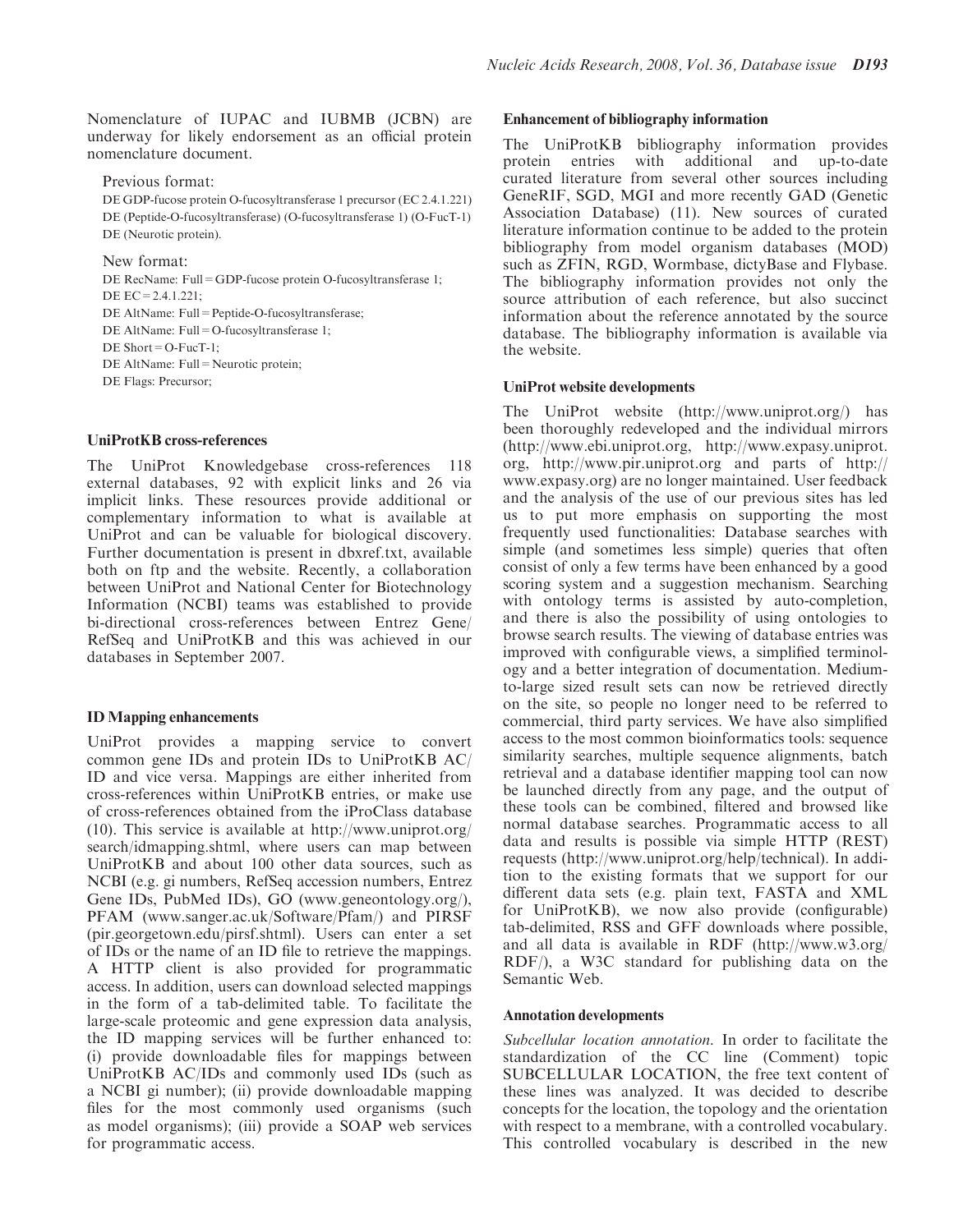Nomenclature of IUPAC and IUBMB (JCBN) are underway for likely endorsement as an official protein nomenclature document.

Previous format:

DE GDP-fucose protein O-fucosyltransferase 1 precursor (EC 2.4.1.221)
DE (Peptide-O-fucosyltransferase) (O-fucosyltransferase 1) (O-FucT-1)
DE (Neurotic protein).

New format:

DE RecName: Full = GDP-fucose protein O-fucosyltransferase 1;
DE EC = 2.4.1.221;
DE AltName: Full = Peptide-O-fucosyltransferase;
DE AltName: Full = O-fucosyltransferase 1;
DE Short = O-FucT-1;
DE AltName: Full = Neurotic protein;
DE Flags: Precursor;

### UniProtKB cross-references

The UniProt Knowledgebase cross-references 118 external databases, 92 with explicit links and 26 via implicit links. These resources provide additional or complementary information to what is available at UniProt and can be valuable for biological discovery. Further documentation is present in dbxref.txt, available both on ftp and the website. Recently, a collaboration between UniProt and National Center for Biotechnology Information (NCBI) teams was established to provide bi-directional cross-references between Entrez Gene/RefSeq and UniProtKB and this was achieved in our databases in September 2007.

### ID Mapping enhancements

UniProt provides a mapping service to convert common gene IDs and protein IDs to UniProtKB AC/ID and vice versa. Mappings are either inherited from cross-references within UniProtKB entries, or make use of cross-references obtained from the iProClass database (10). This service is available at http://www.uniprot.org/search/idmapping.shtml, where users can map between UniProtKB and about 100 other data sources, such as NCBI (e.g. gi numbers, RefSeq accession numbers, Entrez Gene IDs, PubMed IDs), GO (www.geneontology.org/), PFAM (www.sanger.ac.uk/Software/Pfam/) and PIRSF (pir.georgetown.edu/pirsf.shtml). Users can enter a set of IDs or the name of an ID file to retrieve the mappings. A HTTP client is also provided for programmatic access. In addition, users can download selected mappings in the form of a tab-delimited table. To facilitate the large-scale proteomic and gene expression data analysis, the ID mapping services will be further enhanced to: (i) provide downloadable files for mappings between UniProtKB AC/IDs and commonly used IDs (such as a NCBI gi number); (ii) provide downloadable mapping files for the most commonly used organisms (such as model organisms); (iii) provide a SOAP web services for programmatic access.

### Enhancement of bibliography information

The UniProtKB bibliography information provides protein entries with additional and up-to-date curated literature from several other sources including GeneRIF, SGD, MGI and more recently GAD (Genetic Association Database) (11). New sources of curated literature information continue to be added to the protein bibliography from model organism databases (MOD) such as ZFIN, RGD, Wormbase, dictyBase and Flybase. The bibliography information provides not only the source attribution of each reference, but also succinct information about the reference annotated by the source database. The bibliography information is available via the website.

### UniProt website developments

The UniProt website (http://www.uniprot.org/) has been thoroughly redeveloped and the individual mirrors (http://www.ebi.uniprot.org, http://www.expasy.uniprot.org, http://www.pir.uniprot.org and parts of http://www.expasy.org) are no longer maintained. User feedback and the analysis of the use of our previous sites has led us to put more emphasis on supporting the most frequently used functionalities: Database searches with simple (and sometimes less simple) queries that often consist of only a few terms have been enhanced by a good scoring system and a suggestion mechanism. Searching with ontology terms is assisted by auto-completion, and there is also the possibility of using ontologies to browse search results. The viewing of database entries was improved with configurable views, a simplified terminology and a better integration of documentation. Medium-to-large sized result sets can now be retrieved directly on the site, so people no longer need to be referred to commercial, third party services. We have also simplified access to the most common bioinformatics tools: sequence similarity searches, multiple sequence alignments, batch retrieval and a database identifier mapping tool can now be launched directly from any page, and the output of these tools can be combined, filtered and browsed like normal database searches. Programmatic access to all data and results is possible via simple HTTP (REST) requests (http://www.uniprot.org/help/technical). In addition to the existing formats that we support for our different data sets (e.g. plain text, FASTA and XML for UniProtKB), we now also provide (configurable) tab-delimited, RSS and GFF downloads where possible, and all data is available in RDF (http://www.w3.org/RDF/), a W3C standard for publishing data on the Semantic Web.

### Annotation developments

*Subcellular location annotation.* In order to facilitate the standardization of the CC line (Comment) topic SUBCELLULAR LOCATION, the free text content of these lines was analyzed. It was decided to describe concepts for the location, the topology and the orientation with respect to a membrane, with a controlled vocabulary. This controlled vocabulary is described in the new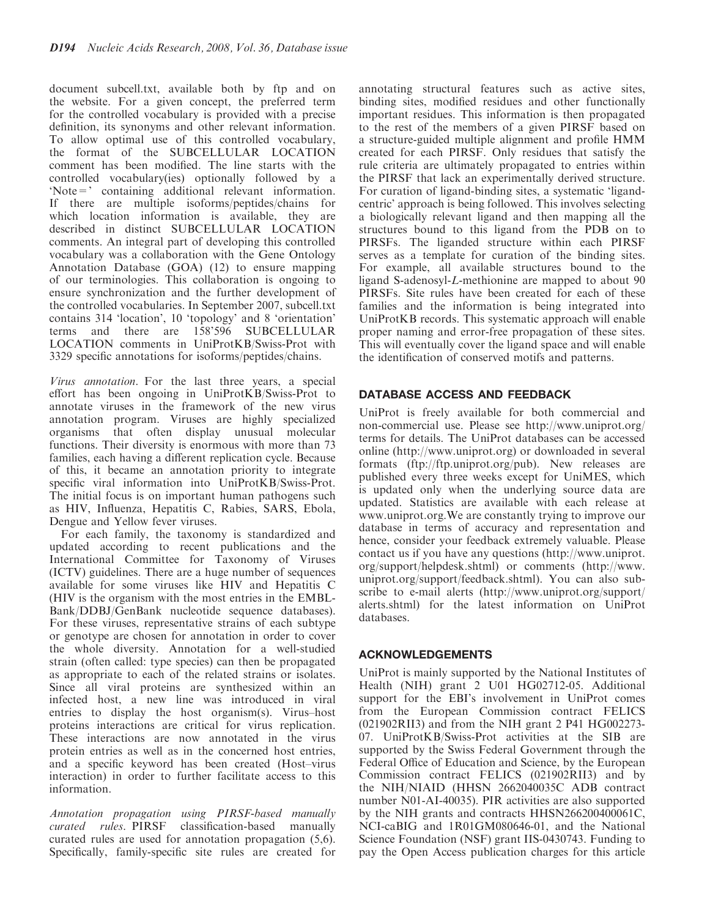document subcell.txt, available both by ftp and on the website. For a given concept, the preferred term for the controlled vocabulary is provided with a precise definition, its synonyms and other relevant information. To allow optimal use of this controlled vocabulary, the format of the SUBCELLULAR LOCATION comment has been modified. The line starts with the controlled vocabulary(ies) optionally followed by a 'Note=' containing additional relevant information. If there are multiple isoforms/peptides/chains for which location information is available, they are described in distinct SUBCELLULAR LOCATION comments. An integral part of developing this controlled vocabulary was a collaboration with the Gene Ontology Annotation Database (GOA) (12) to ensure mapping of our terminologies. This collaboration is ongoing to ensure synchronization and the further development of the controlled vocabularies. In September 2007, subcell.txt contains 314 'location', 10 'topology' and 8 'orientation' terms and there are 158'596 SUBCELLULAR LOCATION comments in UniProtKB/Swiss-Prot with 3329 specific annotations for isoforms/peptides/chains.

*Virus annotation*. For the last three years, a special effort has been ongoing in UniProtKB/Swiss-Prot to annotate viruses in the framework of the new virus annotation program. Viruses are highly specialized organisms that often display unusual molecular functions. Their diversity is enormous with more than 73 families, each having a different replication cycle. Because of this, it became an annotation priority to integrate specific viral information into UniProtKB/Swiss-Prot. The initial focus is on important human pathogens such as HIV, Influenza, Hepatitis C, Rabies, SARS, Ebola, Dengue and Yellow fever viruses.

For each family, the taxonomy is standardized and updated according to recent publications and the International Committee for Taxonomy of Viruses (ICTV) guidelines. There are a huge number of sequences available for some viruses like HIV and Hepatitis C (HIV is the organism with the most entries in the EMBL-Bank/DDBJ/GenBank nucleotide sequence databases). For these viruses, representative strains of each subtype or genotype are chosen for annotation in order to cover the whole diversity. Annotation for a well-studied strain (often called: type species) can then be propagated as appropriate to each of the related strains or isolates. Since all viral proteins are synthesized within an infected host, a new line was introduced in viral entries to display the host organism(s). Virus–host proteins interactions are critical for virus replication. These interactions are now annotated in the virus protein entries as well as in the concerned host entries, and a specific keyword has been created (Host–virus interaction) in order to further facilitate access to this information.

*Annotation propagation using PIRSF-based manually curated rules*. PIRSF classification-based manually curated rules are used for annotation propagation (5,6). Specifically, family-specific site rules are created for annotating structural features such as active sites, binding sites, modified residues and other functionally important residues. This information is then propagated to the rest of the members of a given PIRSF based on a structure-guided multiple alignment and profile HMM created for each PIRSF. Only residues that satisfy the rule criteria are ultimately propagated to entries within the PIRSF that lack an experimentally derived structure. For curation of ligand-binding sites, a systematic 'ligand-centric' approach is being followed. This involves selecting a biologically relevant ligand and then mapping all the structures bound to this ligand from the PDB on to PIRSFs. The liganded structure within each PIRSF serves as a template for curation of the binding sites. For example, all available structures bound to the ligand S-adenosyl-*L*-methionine are mapped to about 90 PIRSFs. Site rules have been created for each of these families and the information is being integrated into UniProtKB records. This systematic approach will enable proper naming and error-free propagation of these sites. This will eventually cover the ligand space and will enable the identification of conserved motifs and patterns.

## DATABASE ACCESS AND FEEDBACK

UniProt is freely available for both commercial and non-commercial use. Please see http://www.uniprot.org/terms for details. The UniProt databases can be accessed online (http://www.uniprot.org) or downloaded in several formats (ftp://ftp.uniprot.org/pub). New releases are published every three weeks except for UniMES, which is updated only when the underlying source data are updated. Statistics are available with each release at www.uniprot.org.We are constantly trying to improve our database in terms of accuracy and representation and hence, consider your feedback extremely valuable. Please contact us if you have any questions (http://www.uniprot.org/support/helpdesk.shtml) or comments (http://www.uniprot.org/support/feedback.shtml). You can also subscribe to e-mail alerts (http://www.uniprot.org/support/alerts.shtml) for the latest information on UniProt databases.

## ACKNOWLEDGEMENTS

UniProt is mainly supported by the National Institutes of Health (NIH) grant 2 U01 HG02712-05. Additional support for the EBI's involvement in UniProt comes from the European Commission contract FELICS (021902RII3) and from the NIH grant 2 P41 HG002273-07. UniProtKB/Swiss-Prot activities at the SIB are supported by the Swiss Federal Government through the Federal Office of Education and Science, by the European Commission contract FELICS (021902RII3) and by the NIH/NIAID (HHSN 2662040035C ADB contract number N01-AI-40035). PIR activities are also supported by the NIH grants and contracts HHSN266200400061C, NCI-caBIG and 1R01GM080646-01, and the National Science Foundation (NSF) grant IIS-0430743. Funding to pay the Open Access publication charges for this article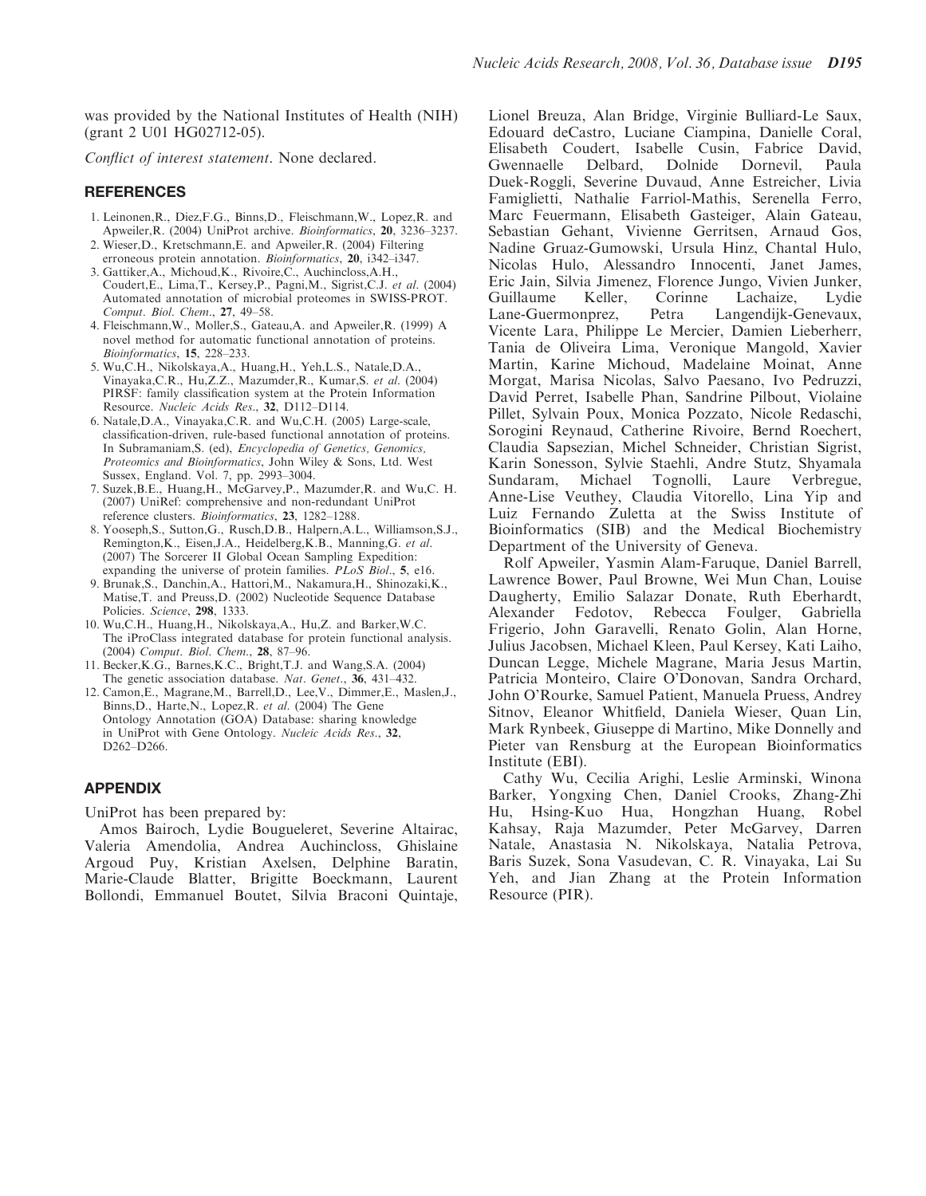was provided by the National Institutes of Health (NIH) (grant 2 U01 HG02712-05).

*Conflict of interest statement*. None declared.

## REFERENCES

1. Leinonen,R., Diez,F.G., Binns,D., Fleischmann,W., Lopez,R. and Apweiler,R. (2004) UniProt archive. *Bioinformatics*, **20**, 3236–3237.
2. Wieser,D., Kretschmann,E. and Apweiler,R. (2004) Filtering erroneous protein annotation. *Bioinformatics*, **20**, i342–i347.
3. Gattiker,A., Michoud,K., Rivoire,C., Auchincloss,A.H., Coudert,E., Lima,T., Kersey,P., Pagni,M., Sigrist,C.J. *et al.* (2004) Automated annotation of microbial proteomes in SWISS-PROT. *Comput. Biol. Chem.*, **27**, 49–58.
4. Fleischmann,W., Moller,S., Gateau,A. and Apweiler,R. (1999) A novel method for automatic functional annotation of proteins. *Bioinformatics*, **15**, 228–233.
5. Wu,C.H., Nikolskaya,A., Huang,H., Yeh,L.S., Natale,D.A., Vinayaka,C.R., Hu,Z.Z., Mazumder,R., Kumar,S. *et al.* (2004) PIRSF: family classification system at the Protein Information Resource. *Nucleic Acids Res.*, **32**, D112–D114.
6. Natale,D.A., Vinayaka,C.R. and Wu,C.H. (2005) Large-scale, classification-driven, rule-based functional annotation of proteins. In Subramaniam,S. (ed), *Encyclopedia of Genetics, Genomics, Proteomics and Bioinformatics*, John Wiley & Sons, Ltd. West Sussex, England. Vol. 7, pp. 2993–3004.
7. Suzek,B.E., Huang,H., McGarvey,P., Mazumder,R. and Wu,C. H. (2007) UniRef: comprehensive and non-redundant UniProt reference clusters. *Bioinformatics*, **23**, 1282–1288.
8. Yooseph,S., Sutton,G., Rusch,D.B., Halpern,A.L., Williamson,S.J., Remington,K., Eisen,J.A., Heidelberg,K.B., Manning,G. *et al.* (2007) The Sorcerer II Global Ocean Sampling Expedition: expanding the universe of protein families. *PLoS Biol.*, **5**, e16.
9. Brunak,S., Danchin,A., Hattori,M., Nakamura,H., Shinozaki,K., Matise,T. and Preuss,D. (2002) Nucleotide Sequence Database Policies. *Science*, **298**, 1333.
10. Wu,C.H., Huang,H., Nikolskaya,A., Hu,Z. and Barker,W.C. The iProClass integrated database for protein functional analysis. (2004) *Comput. Biol. Chem.*, **28**, 87–96.
11. Becker,K.G., Barnes,K.C., Bright,T.J. and Wang,S.A. (2004) The genetic association database. *Nat. Genet.*, **36**, 431–432.
12. Camon,E., Magrane,M., Barrell,D., Lee,V., Dimmer,E., Maslen,J., Binns,D., Harte,N., Lopez,R. *et al.* (2004) The Gene Ontology Annotation (GOA) Database: sharing knowledge in UniProt with Gene Ontology. *Nucleic Acids Res.*, **32**, D262–D266.

## APPENDIX

UniProt has been prepared by:

Amos Bairoch, Lydie Bougueleret, Severine Altairac, Valeria Amendolia, Andrea Auchincloss, Ghislaine Argoud Puy, Kristian Axelsen, Delphine Baratin, Marie-Claude Blatter, Brigitte Boeckmann, Laurent Bollondi, Emmanuel Boutet, Silvia Braconi Quintaje, Lionel Breuza, Alan Bridge, Virginie Bulliard-Le Saux, Edouard deCastro, Luciane Ciampina, Danielle Coral, Elisabeth Coudert, Isabelle Cusin, Fabrice David, Gwennaelle Delbard, Dolnide Dornevil, Paula Duek-Roggli, Severine Duvaud, Anne Estreicher, Livia Famiglietti, Nathalie Farriol-Mathis, Serenella Ferro, Marc Feuermann, Elisabeth Gasteiger, Alain Gateau, Sebastian Gehant, Vivienne Gerritsen, Arnaud Gos, Nadine Gruaz-Gumowski, Ursula Hinz, Chantal Hulo, Nicolas Hulo, Alessandro Innocenti, Janet James, Eric Jain, Silvia Jimenez, Florence Jungo, Vivien Junker, Guillaume Keller, Corinne Lachaize, Lydie Lane-Guermonprez, Petra Langendijk-Genevaux, Vicente Lara, Philippe Le Mercier, Damien Lieberherr, Tania de Oliveira Lima, Veronique Mangold, Xavier Martin, Karine Michoud, Madelaine Moinat, Anne Morgat, Marisa Nicolas, Salvo Paesano, Ivo Pedruzzi, David Perret, Isabelle Phan, Sandrine Pilbout, Violaine Pillet, Sylvain Poux, Monica Pozzato, Nicole Redaschi, Sorogini Reynaud, Catherine Rivoire, Bernd Roechert, Claudia Sapsezian, Michel Schneider, Christian Sigrist, Karin Sonesson, Sylvie Staehli, Andre Stutz, Shyamala Sundaram, Michael Tognolli, Laure Verbregue, Anne-Lise Veuthey, Claudia Vitorello, Lina Yip and Luiz Fernando Zuletta at the Swiss Institute of Bioinformatics (SIB) and the Medical Biochemistry Department of the University of Geneva.

Rolf Apweiler, Yasmin Alam-Faruque, Daniel Barrell, Lawrence Bower, Paul Browne, Wei Mun Chan, Louise Daugherty, Emilio Salazar Donate, Ruth Eberhardt, Alexander Fedotov, Rebecca Foulger, Gabriella Frigerio, John Garavelli, Renato Golin, Alan Horne, Julius Jacobsen, Michael Kleen, Paul Kersey, Kati Laiho, Duncan Legge, Michele Magrane, Maria Jesus Martin, Patricia Monteiro, Claire O'Donovan, Sandra Orchard, John O'Rourke, Samuel Patient, Manuela Pruess, Andrey Sitnov, Eleanor Whitfield, Daniela Wieser, Quan Lin, Mark Rynbeek, Giuseppe di Martino, Mike Donnelly and Pieter van Rensburg at the European Bioinformatics Institute (EBI).

Cathy Wu, Cecilia Arighi, Leslie Arminski, Winona Barker, Yongxing Chen, Daniel Crooks, Zhang-Zhi Hu, Hsing-Kuo Hua, Hongzhan Huang, Robel Kahsay, Raja Mazumder, Peter McGarvey, Darren Natale, Anastasia N. Nikolskaya, Natalia Petrova, Baris Suzek, Sona Vasudevan, C. R. Vinayaka, Lai Su Yeh, and Jian Zhang at the Protein Information Resource (PIR).